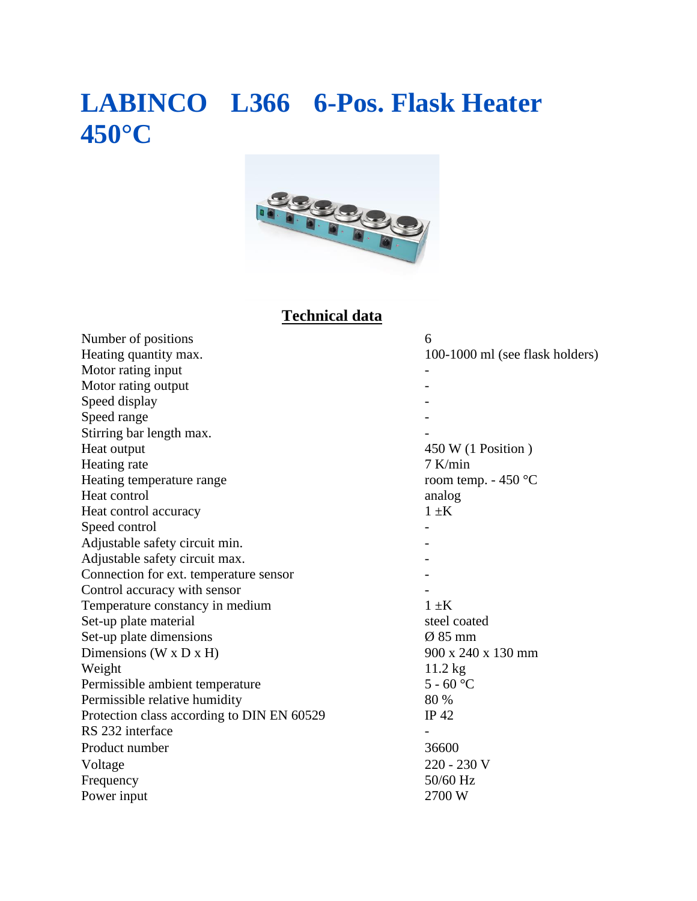# LABINCO L366 6-Pos. Flask Heater 450°C

## Technical data

| | |
|---|---|
| Number of positions | 6 |
| Heating quantity max. | 100-1000 ml (see flask holders) |
| Motor rating input | - |
| Motor rating output | - |
| Speed display | - |
| Speed range | - |
| Stirring bar length max. | - |
| Heat output | 450 W (1 Position ) |
| Heating rate | 7 K/min |
| Heating temperature range | room temp. - 450 °C |
| Heat control | analog |
| Heat control accuracy | 1 ±K |
| Speed control | - |
| Adjustable safety circuit min. | - |
| Adjustable safety circuit max. | - |
| Connection for ext. temperature sensor | - |
| Control accuracy with sensor | - |
| Temperature constancy in medium | 1 ±K |
| Set-up plate material | steel coated |
| Set-up plate dimensions | Ø 85 mm |
| Dimensions (W x D x H) | 900 x 240 x 130 mm |
| Weight | 11.2 kg |
| Permissible ambient temperature | 5 - 60 °C |
| Permissible relative humidity | 80 % |
| Protection class according to DIN EN 60529 | IP 42 |
| RS 232 interface | - |
| Product number | 36600 |
| Voltage | 220 - 230 V |
| Frequency | 50/60 Hz |
| Power input | 2700 W |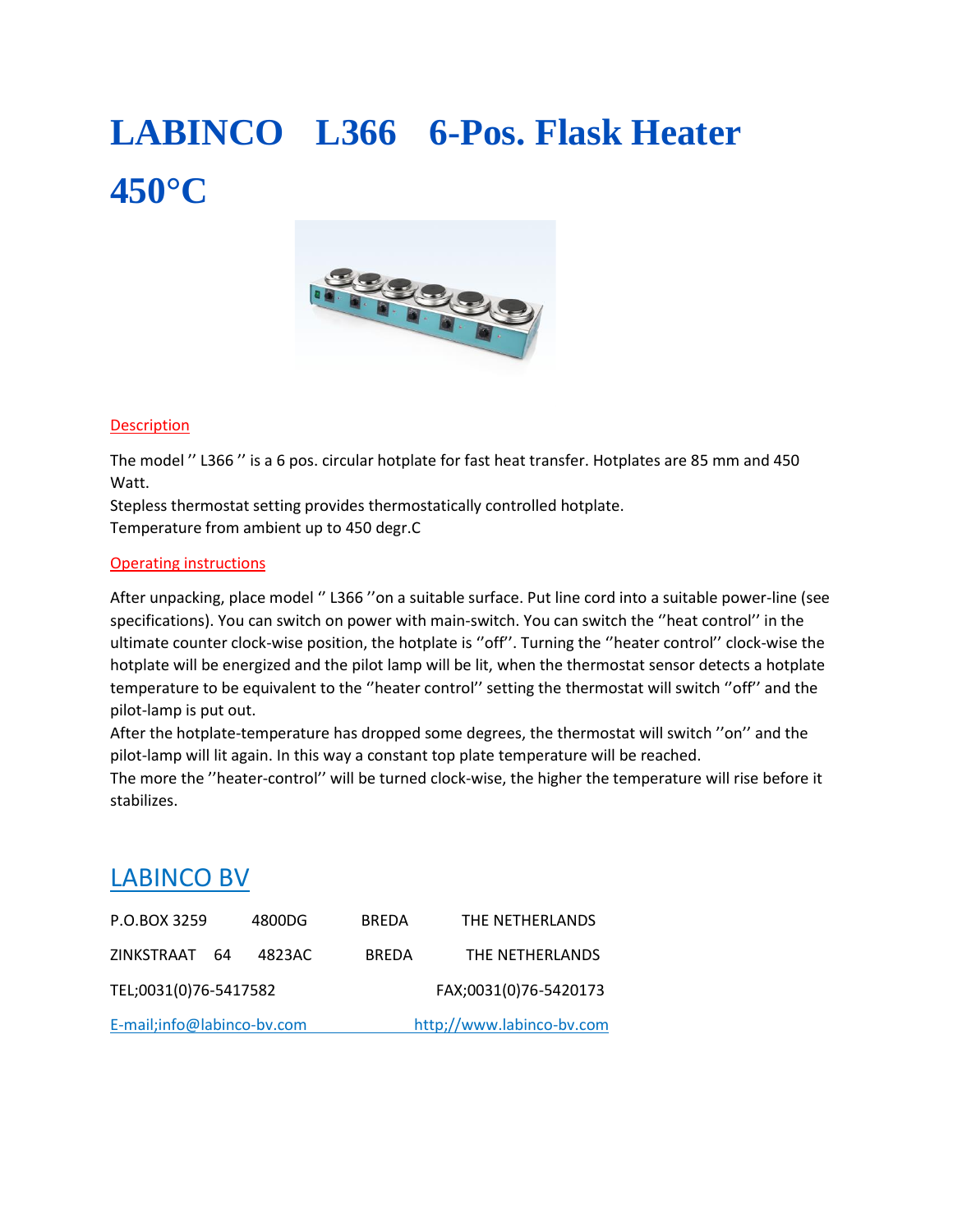# LABINCO L366 6-Pos. Flask Heater 450°C

Description

The model '' L366 '' is a 6 pos. circular hotplate for fast heat transfer. Hotplates are 85 mm and 450 Watt.
Stepless thermostat setting provides thermostatically controlled hotplate.
Temperature from ambient up to 450 degr.C

Operating instructions

After unpacking, place model '' L366 ''on a suitable surface. Put line cord into a suitable power-line (see specifications). You can switch on power with main-switch. You can switch the ''heat control'' in the ultimate counter clock-wise position, the hotplate is ''off''. Turning the ''heater control'' clock-wise the hotplate will be energized and the pilot lamp will be lit, when the thermostat sensor detects a hotplate temperature to be equivalent to the ''heater control'' setting the thermostat will switch ''off'' and the pilot-lamp is put out.
After the hotplate-temperature has dropped some degrees, the thermostat will switch ''on'' and the pilot-lamp will lit again. In this way a constant top plate temperature will be reached.
The more the ''heater-control'' will be turned clock-wise, the higher the temperature will rise before it stabilizes.

## LABINCO BV

| | | | |
|---|---|---|---|
| P.O.BOX 3259 | 4800DG | BREDA | THE NETHERLANDS |
| ZINKSTRAAT 64 | 4823AC | BREDA | THE NETHERLANDS |

TEL;0031(0)76-5417582 FAX;0031(0)76-5420173

E-mail;info@labinco-bv.com http;//www.labinco-bv.com